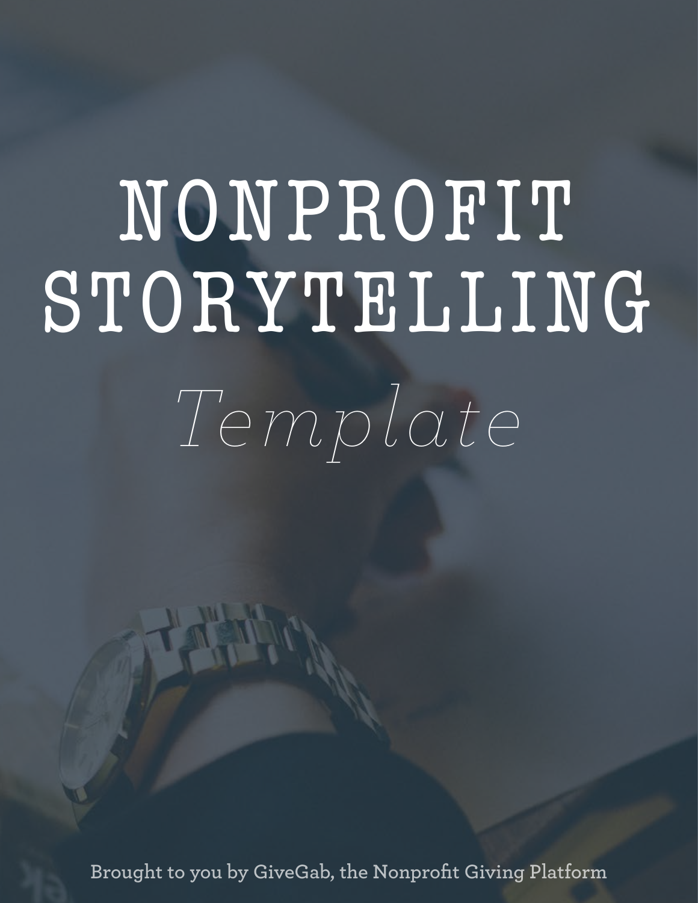# NONPROFIT STORYTELLING

*Template*

Brought to you by GiveGab, the Nonprofit Giving Platform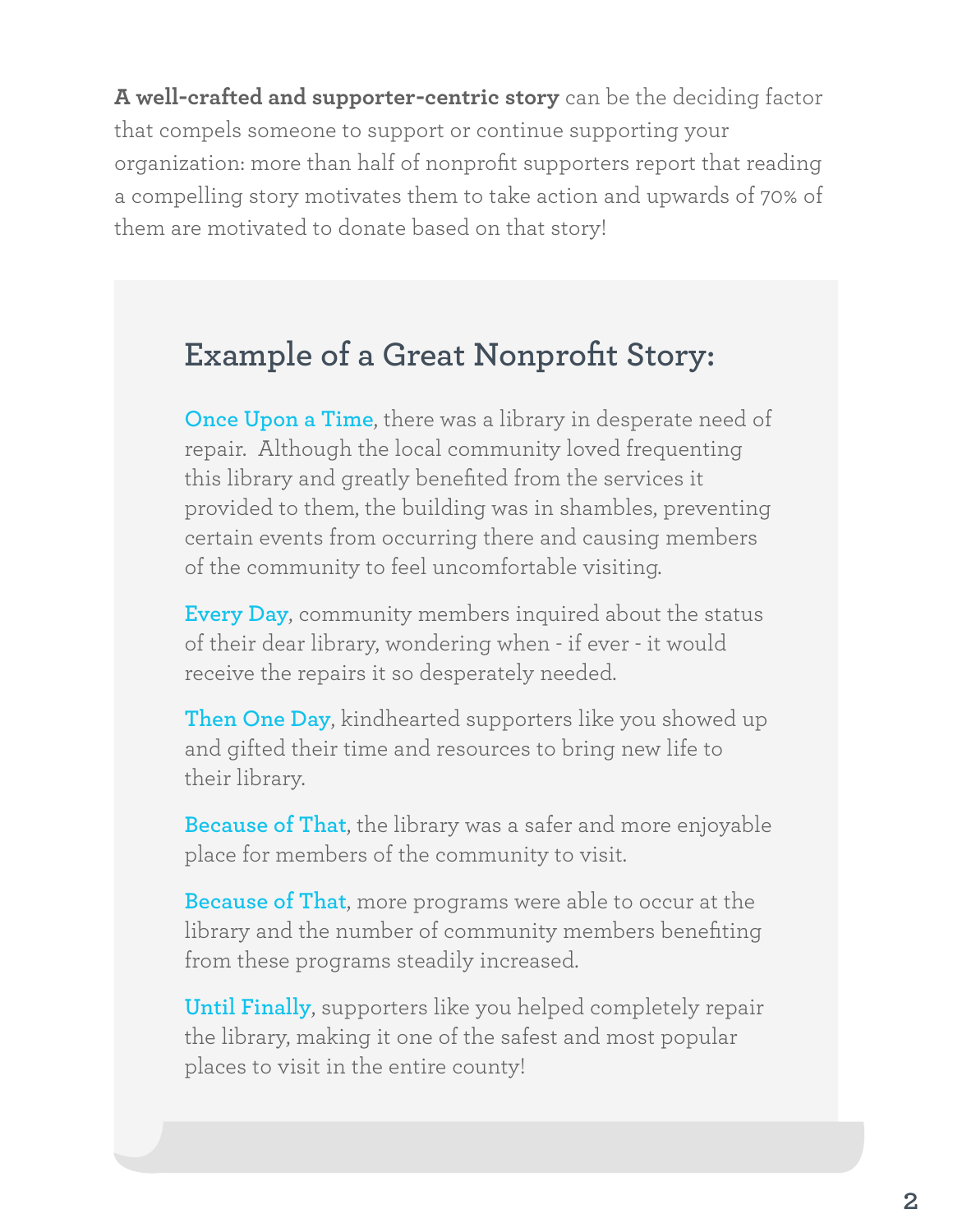**A well-crafted and supporter-centric story** can be the deciding factor that compels someone to support or continue supporting your organization: more than half of nonprofit supporters report that reading a compelling story motivates them to take action and upwards of 70% of them are motivated to donate based on that story!

## Example of a Great Nonprofit Story:

**Once Upon a Time**, there was a library in desperate need of repair. Although the local community loved frequenting this library and greatly benefited from the services it provided to them, the building was in shambles, preventing certain events from occurring there and causing members of the community to feel uncomfortable visiting.

**Every Day**, community members inquired about the status of their dear library, wondering when - if ever - it would receive the repairs it so desperately needed.

**Then One Day**, kindhearted supporters like you showed up and gifted their time and resources to bring new life to their library.

**Because of That**, the library was a safer and more enjoyable place for members of the community to visit.

**Because of That**, more programs were able to occur at the library and the number of community members benefiting from these programs steadily increased.

**Until Finally**, supporters like you helped completely repair the library, making it one of the safest and most popular places to visit in the entire county!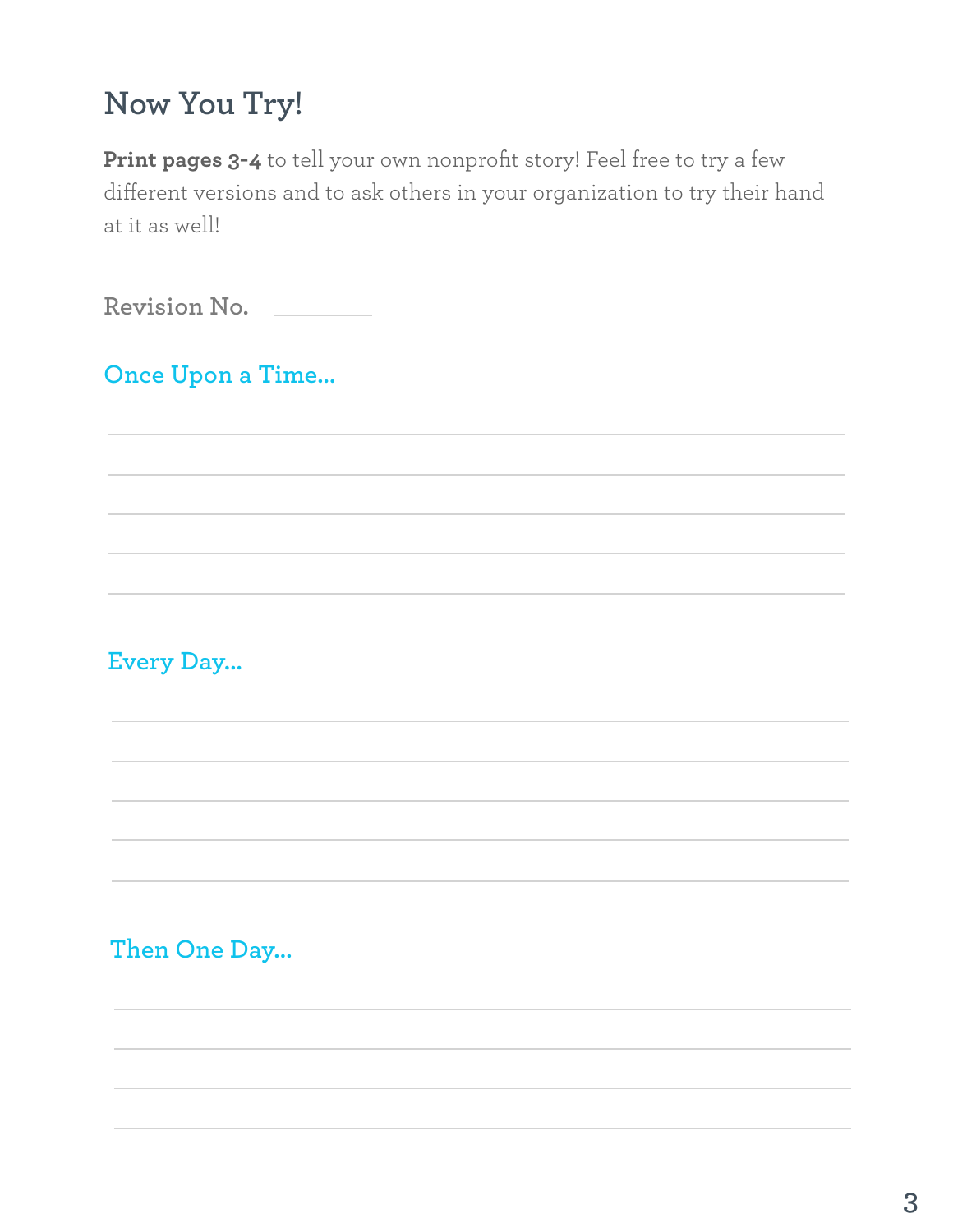# Now You Try!

**Print pages 3-4** to tell your own nonprofit story! Feel free to try a few different versions and to ask others in your organization to try their hand at it as well!

Revision No. ________

## Once Upon a Time...

## Every Day...

## Then One Day...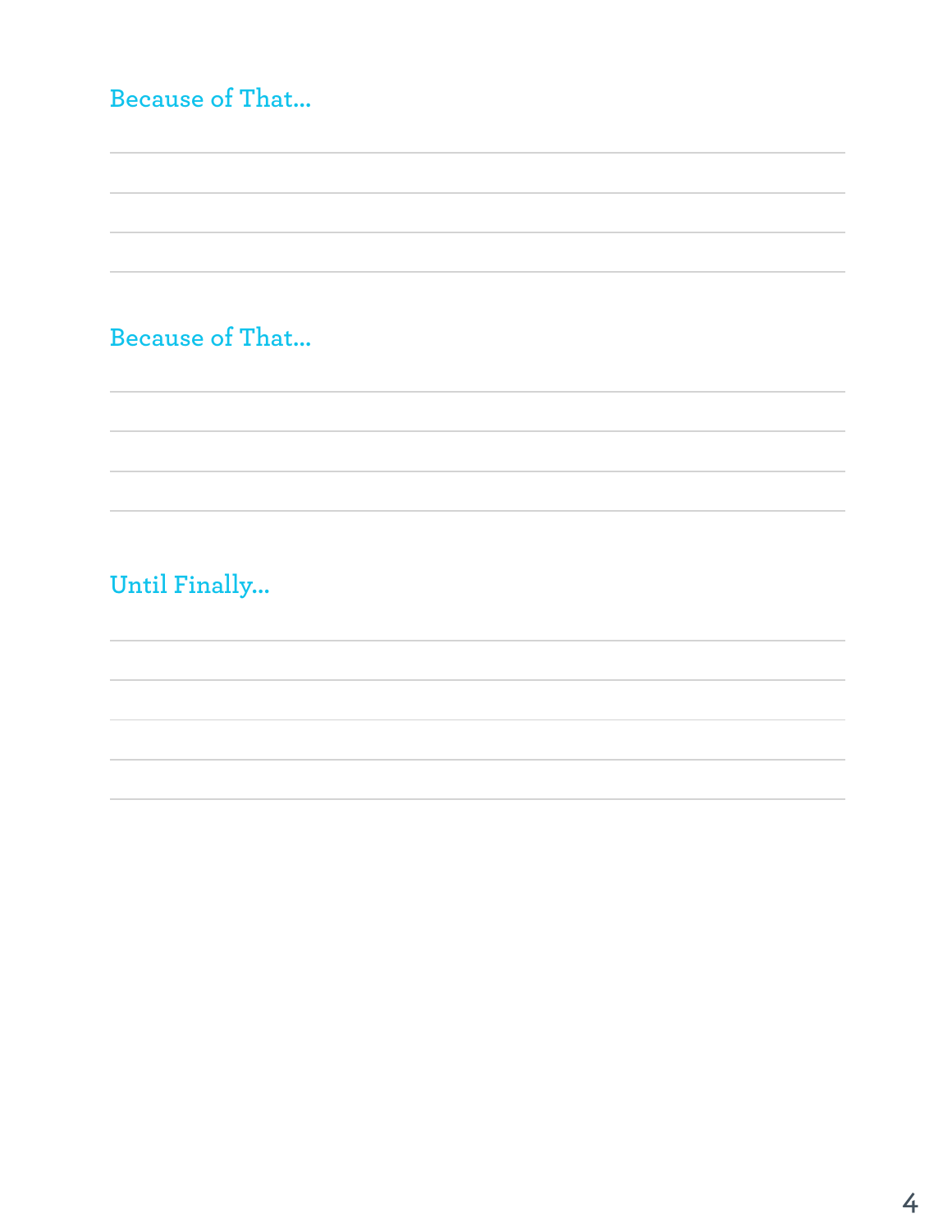## Because of That...

## Because of That...

## Until Finally...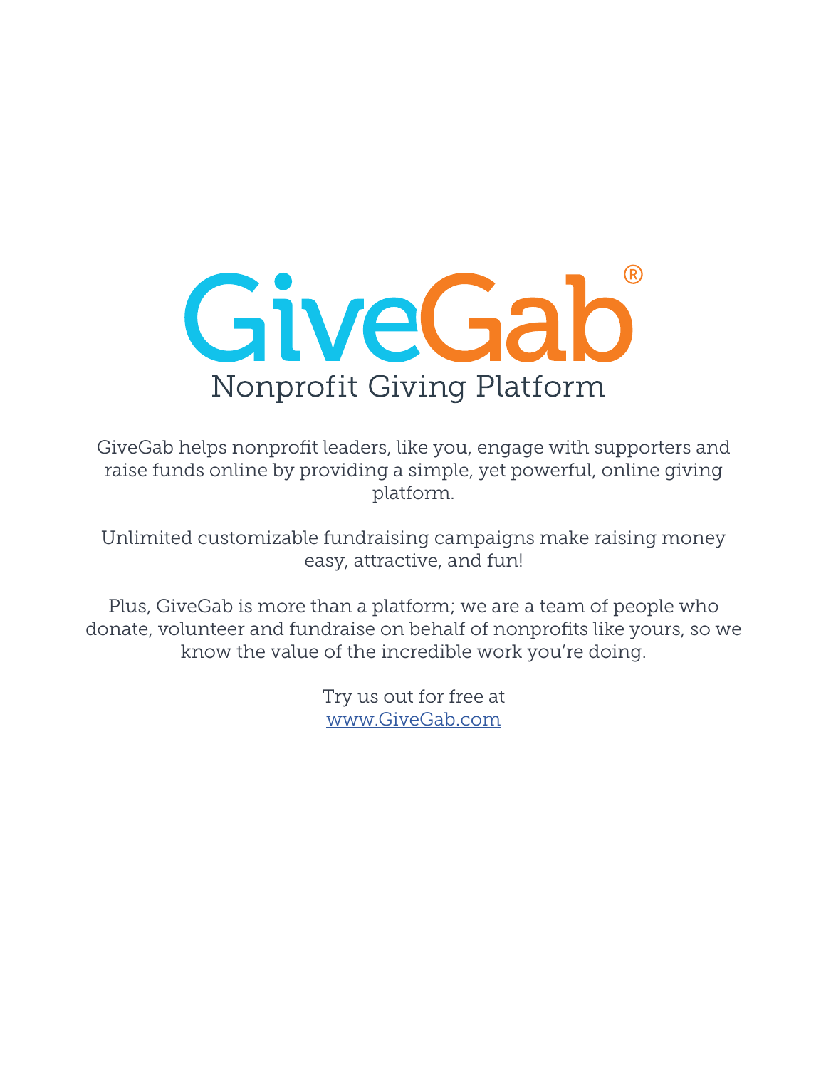# GiveGab®

## Nonprofit Giving Platform

GiveGab helps nonprofit leaders, like you, engage with supporters and raise funds online by providing a simple, yet powerful, online giving platform.

Unlimited customizable fundraising campaigns make raising money easy, attractive, and fun!

Plus, GiveGab is more than a platform; we are a team of people who donate, volunteer and fundraise on behalf of nonprofits like yours, so we know the value of the incredible work you're doing.

Try us out for free at
[www.GiveGab.com](http://www.GiveGab.com)